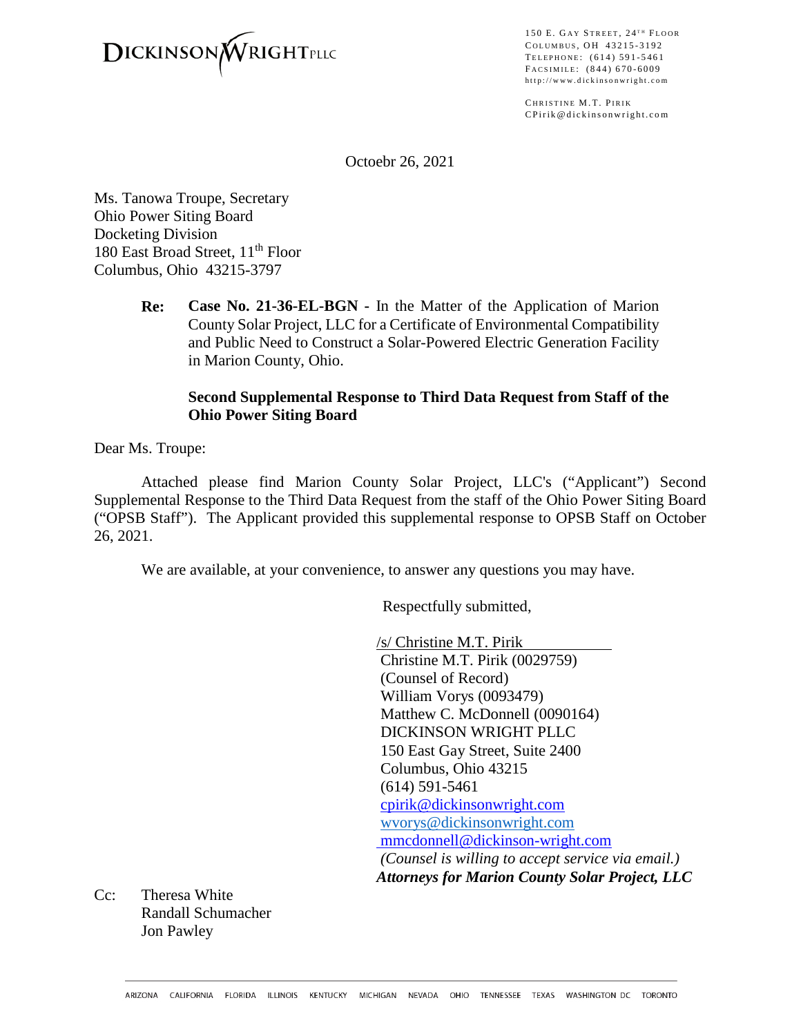**DICKINSON WRIGHT PLLC**

150 E. GAY STREET, 24[TH] FLOOR
COLUMBUS, OH 43215-3192
TELEPHONE: (614) 591-5461
FACSIMILE: (844) 670-6009
http://www.dickinsonwright.com

CHRISTINE M.T. PIRIK
CPirik@dickinsonwright.com

Octoebr 26, 2021

Ms. Tanowa Troupe, Secretary
Ohio Power Siting Board
Docketing Division
180 East Broad Street, 11[th] Floor
Columbus, Ohio 43215-3797

**Re:** **Case No. 21-36-EL-BGN -** In the Matter of the Application of Marion County Solar Project, LLC for a Certificate of Environmental Compatibility and Public Need to Construct a Solar-Powered Electric Generation Facility in Marion County, Ohio.

**Second Supplemental Response to Third Data Request from Staff of the Ohio Power Siting Board**

Dear Ms. Troupe:

Attached please find Marion County Solar Project, LLC's ("Applicant") Second Supplemental Response to the Third Data Request from the staff of the Ohio Power Siting Board ("OPSB Staff"). The Applicant provided this supplemental response to OPSB Staff on October 26, 2021.

We are available, at your convenience, to answer any questions you may have.

Respectfully submitted,

/s/ Christine M.T. Pirik
Christine M.T. Pirik (0029759)
(Counsel of Record)
William Vorys (0093479)
Matthew C. McDonnell (0090164)
DICKINSON WRIGHT PLLC
150 East Gay Street, Suite 2400
Columbus, Ohio 43215
(614) 591-5461
cpirik@dickinsonwright.com
wvorys@dickinsonwright.com
mmcdonnell@dickinson-wright.com
*(Counsel is willing to accept service via email.)*
***Attorneys for Marion County Solar Project, LLC***

Cc: Theresa White
Randall Schumacher
Jon Pawley

ARIZONA CALIFORNIA FLORIDA ILLINOIS KENTUCKY MICHIGAN NEVADA OHIO TENNESSEE TEXAS WASHINGTON DC TORONTO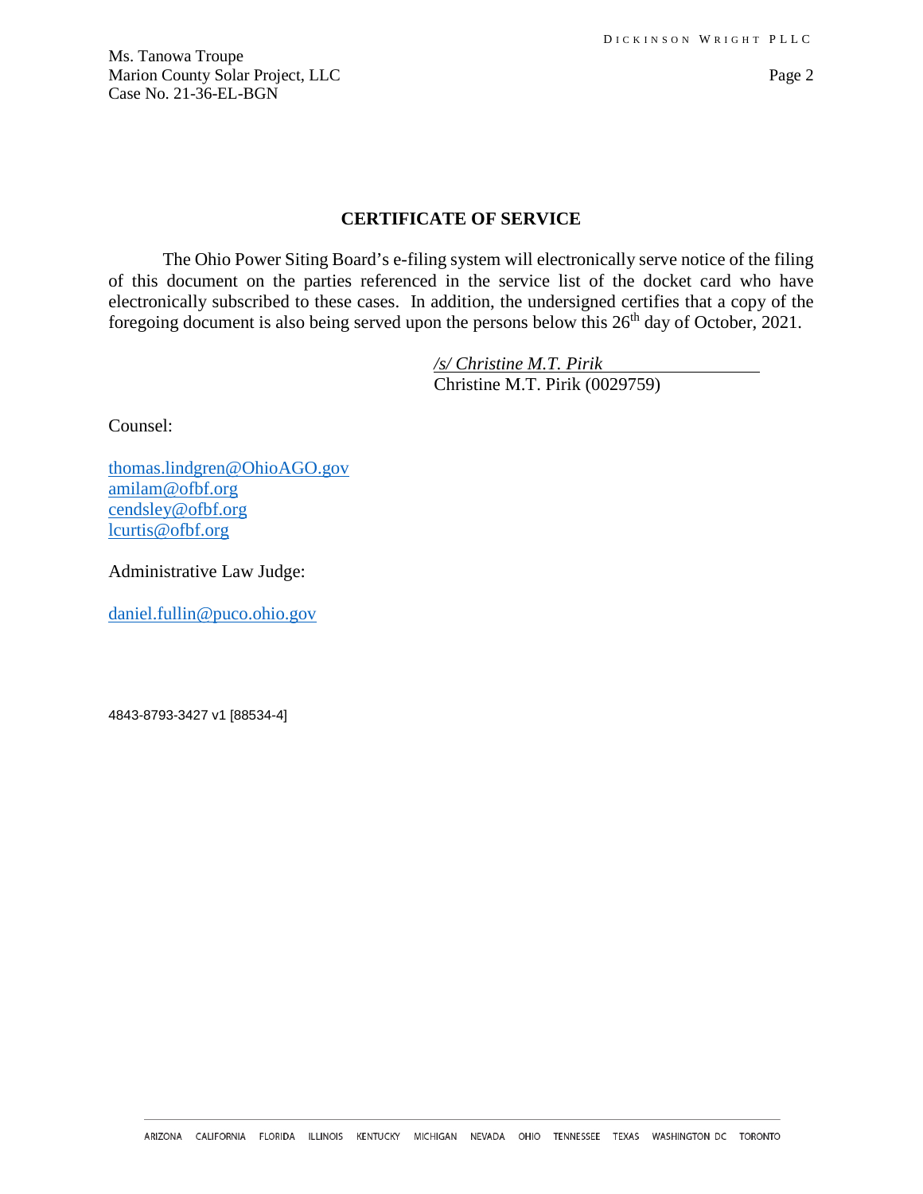## CERTIFICATE OF SERVICE

The Ohio Power Siting Board's e-filing system will electronically serve notice of the filing of this document on the parties referenced in the service list of the docket card who have electronically subscribed to these cases. In addition, the undersigned certifies that a copy of the foregoing document is also being served upon the persons below this 26th day of October, 2021.

*/s/ Christine M.T. Pirik*
Christine M.T. Pirik (0029759)

Counsel:

thomas.lindgren@OhioAGO.gov
amilam@ofbf.org
cendsley@ofbf.org
lcurtis@ofbf.org

Administrative Law Judge:

daniel.fullin@puco.ohio.gov

4843-8793-3427 v1 [88534-4]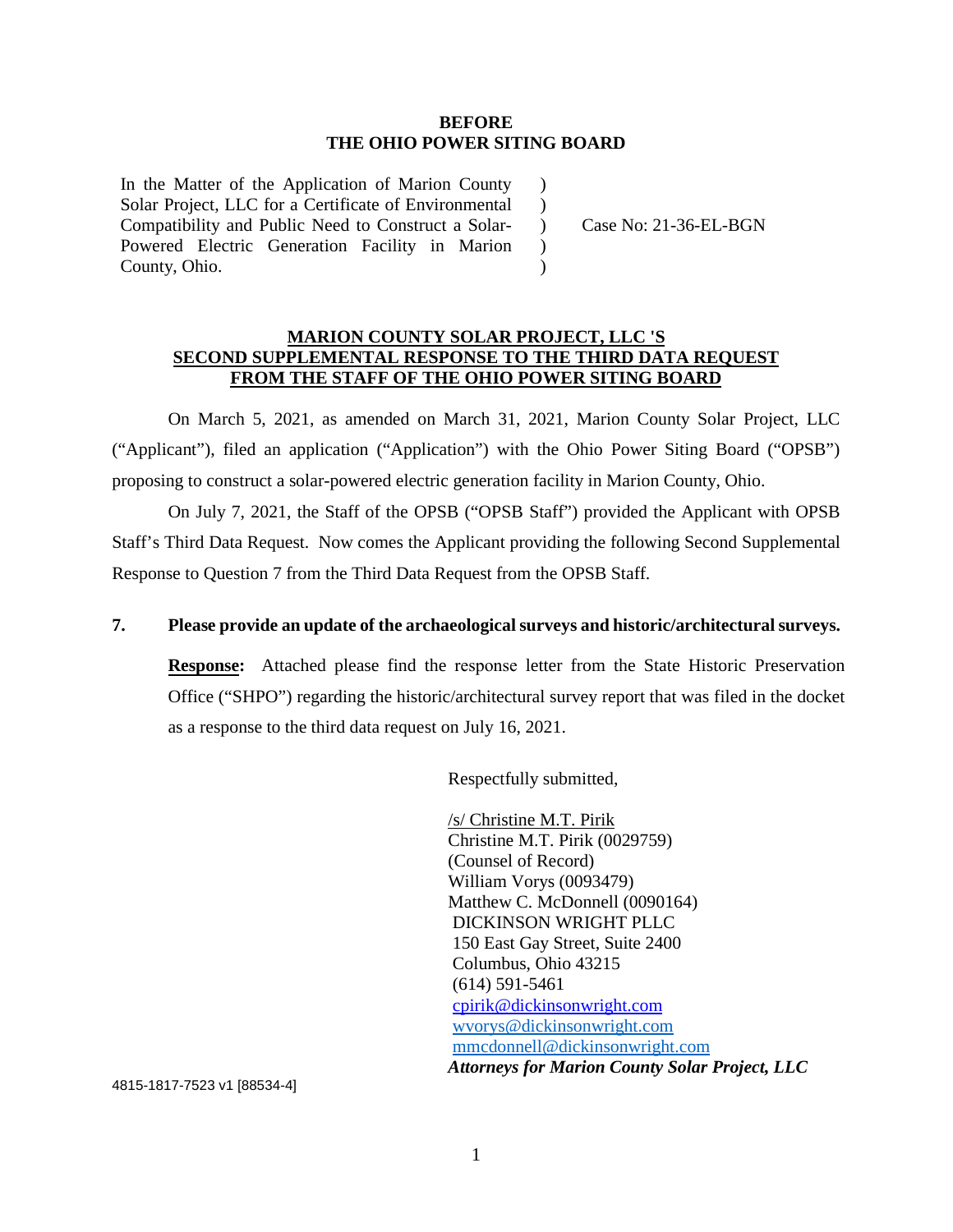**BEFORE**
**THE OHIO POWER SITING BOARD**

| | | |
|---|---|---|
| In the Matter of the Application of Marion County Solar Project, LLC for a Certificate of Environmental Compatibility and Public Need to Construct a Solar-Powered Electric Generation Facility in Marion County, Ohio. | ) ) ) ) ) | Case No: 21-36-EL-BGN |

**MARION COUNTY SOLAR PROJECT, LLC 'S SECOND SUPPLEMENTAL RESPONSE TO THE THIRD DATA REQUEST FROM THE STAFF OF THE OHIO POWER SITING BOARD**

On March 5, 2021, as amended on March 31, 2021, Marion County Solar Project, LLC ("Applicant"), filed an application ("Application") with the Ohio Power Siting Board ("OPSB") proposing to construct a solar-powered electric generation facility in Marion County, Ohio.

On July 7, 2021, the Staff of the OPSB ("OPSB Staff") provided the Applicant with OPSB Staff's Third Data Request. Now comes the Applicant providing the following Second Supplemental Response to Question 7 from the Third Data Request from the OPSB Staff.

**7. Please provide an update of the archaeological surveys and historic/architectural surveys.**

**Response:** Attached please find the response letter from the State Historic Preservation Office ("SHPO") regarding the historic/architectural survey report that was filed in the docket as a response to the third data request on July 16, 2021.

Respectfully submitted,

/s/ Christine M.T. Pirik
Christine M.T. Pirik (0029759)
(Counsel of Record)
William Vorys (0093479)
Matthew C. McDonnell (0090164)
DICKINSON WRIGHT PLLC
150 East Gay Street, Suite 2400
Columbus, Ohio 43215
(614) 591-5461
cpirik@dickinsonwright.com
wvorys@dickinsonwright.com
mmcdonnell@dickinsonwright.com
***Attorneys for Marion County Solar Project, LLC***

4815-1817-7523 v1 [88534-4]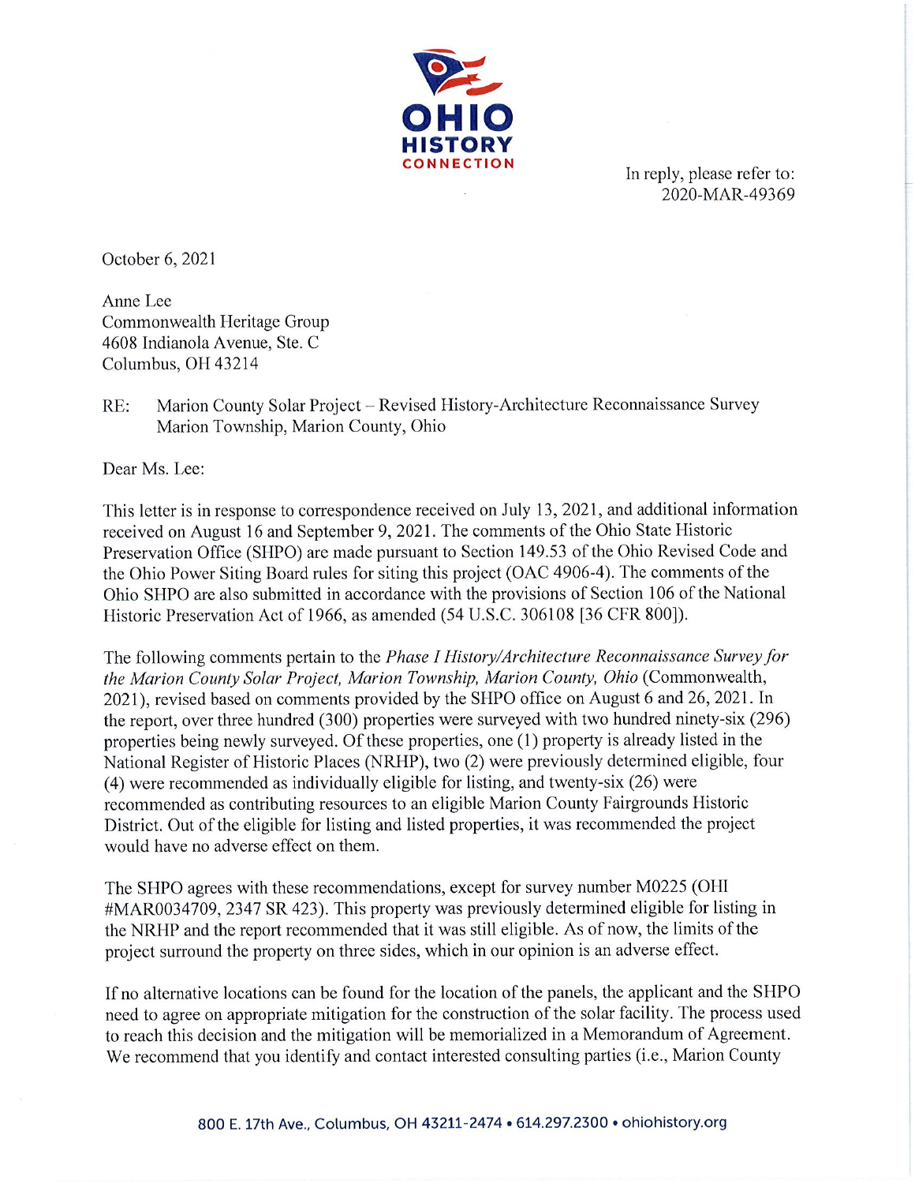**OHIO HISTORY CONNECTION**

In reply, please refer to:
2020-MAR-49369

October 6, 2021

Anne Lee
Commonwealth Heritage Group
4608 Indianola Avenue, Ste. C
Columbus, OH 43214

RE: Marion County Solar Project – Revised History-Architecture Reconnaissance Survey
Marion Township, Marion County, Ohio

Dear Ms. Lee:

This letter is in response to correspondence received on July 13, 2021, and additional information received on August 16 and September 9, 2021. The comments of the Ohio State Historic Preservation Office (SHPO) are made pursuant to Section 149.53 of the Ohio Revised Code and the Ohio Power Siting Board rules for siting this project (OAC 4906-4). The comments of the Ohio SHPO are also submitted in accordance with the provisions of Section 106 of the National Historic Preservation Act of 1966, as amended (54 U.S.C. 306108 [36 CFR 800]).

The following comments pertain to the *Phase I History/Architecture Reconnaissance Survey for the Marion County Solar Project, Marion Township, Marion County, Ohio* (Commonwealth, 2021), revised based on comments provided by the SHPO office on August 6 and 26, 2021. In the report, over three hundred (300) properties were surveyed with two hundred ninety-six (296) properties being newly surveyed. Of these properties, one (1) property is already listed in the National Register of Historic Places (NRHP), two (2) were previously determined eligible, four (4) were recommended as individually eligible for listing, and twenty-six (26) were recommended as contributing resources to an eligible Marion County Fairgrounds Historic District. Out of the eligible for listing and listed properties, it was recommended the project would have no adverse effect on them.

The SHPO agrees with these recommendations, except for survey number M0225 (OHI #MAR0034709, 2347 SR 423). This property was previously determined eligible for listing in the NRHP and the report recommended that it was still eligible. As of now, the limits of the project surround the property on three sides, which in our opinion is an adverse effect.

If no alternative locations can be found for the location of the panels, the applicant and the SHPO need to agree on appropriate mitigation for the construction of the solar facility. The process used to reach this decision and the mitigation will be memorialized in a Memorandum of Agreement. We recommend that you identify and contact interested consulting parties (i.e., Marion County

800 E. 17th Ave., Columbus, OH 43211-2474 • 614.297.2300 • ohiohistory.org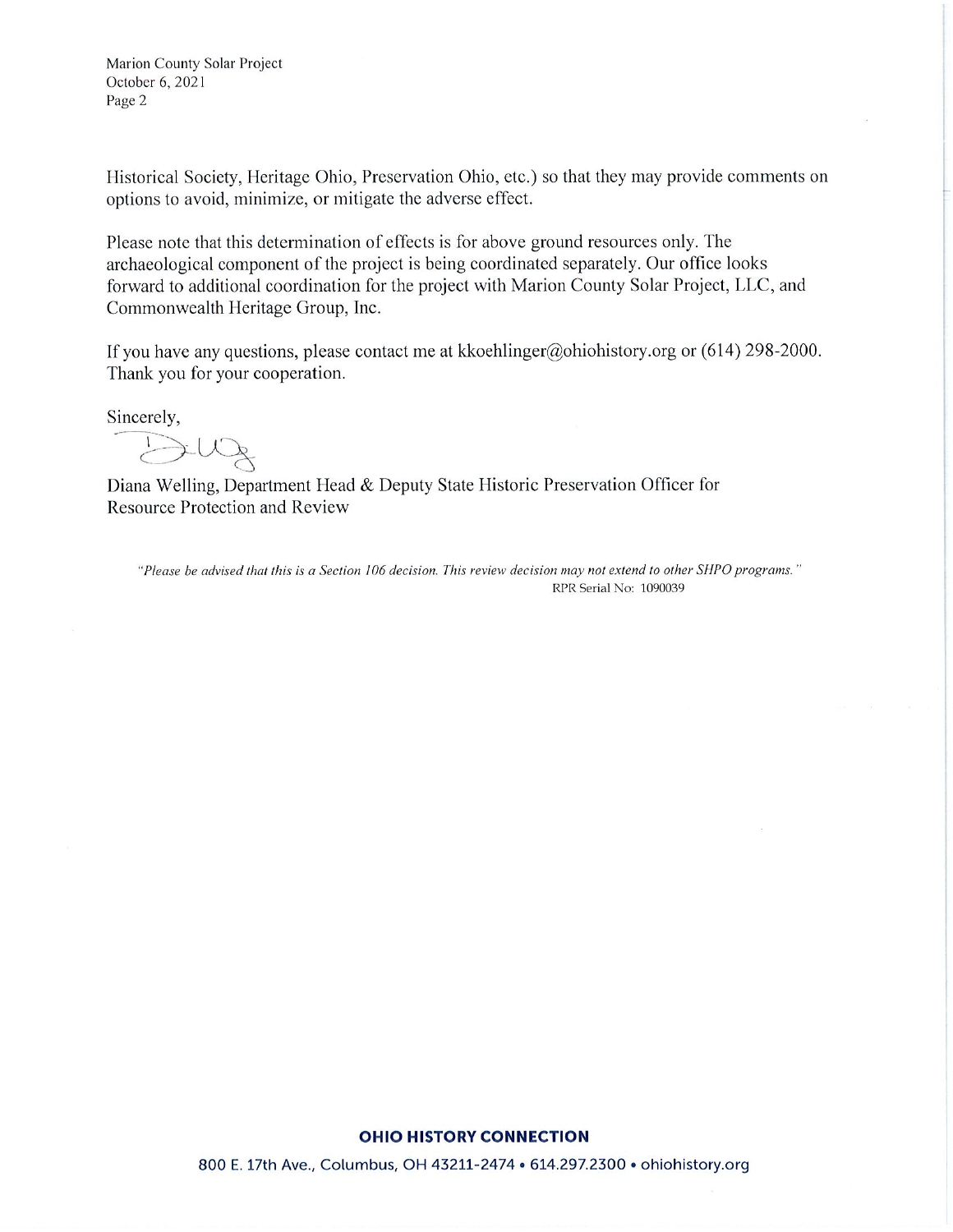Historical Society, Heritage Ohio, Preservation Ohio, etc.) so that they may provide comments on options to avoid, minimize, or mitigate the adverse effect.

Please note that this determination of effects is for above ground resources only. The archaeological component of the project is being coordinated separately. Our office looks forward to additional coordination for the project with Marion County Solar Project, LLC, and Commonwealth Heritage Group, Inc.

If you have any questions, please contact me at kkoehlinger@ohiohistory.org or (614) 298-2000. Thank you for your cooperation.

Sincerely,

Diana Welling, Department Head & Deputy State Historic Preservation Officer for Resource Protection and Review

*"Please be advised that this is a Section 106 decision. This review decision may not extend to other SHPO programs."*

RPR Serial No: 1090039

**OHIO HISTORY CONNECTION**

800 E. 17th Ave., Columbus, OH 43211-2474 • 614.297.2300 • ohiohistory.org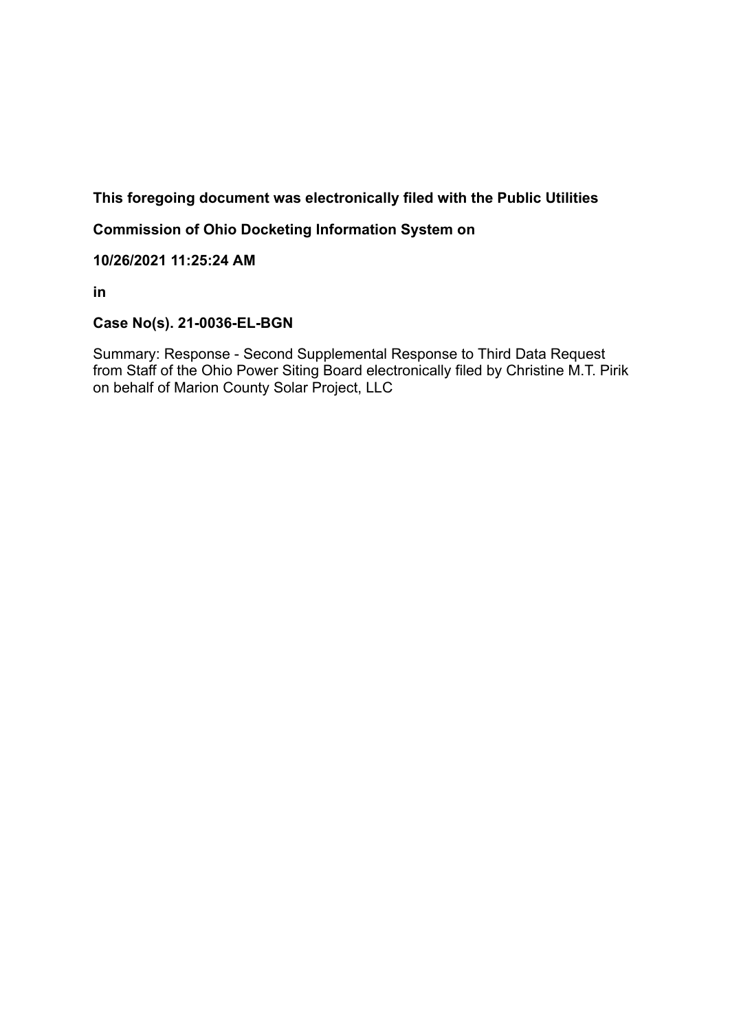**This foregoing document was electronically filed with the Public Utilities**

**Commission of Ohio Docketing Information System on**

**10/26/2021 11:25:24 AM**

**in**

**Case No(s). 21-0036-EL-BGN**

Summary: Response - Second Supplemental Response to Third Data Request from Staff of the Ohio Power Siting Board electronically filed by Christine M.T. Pirik on behalf of Marion County Solar Project, LLC